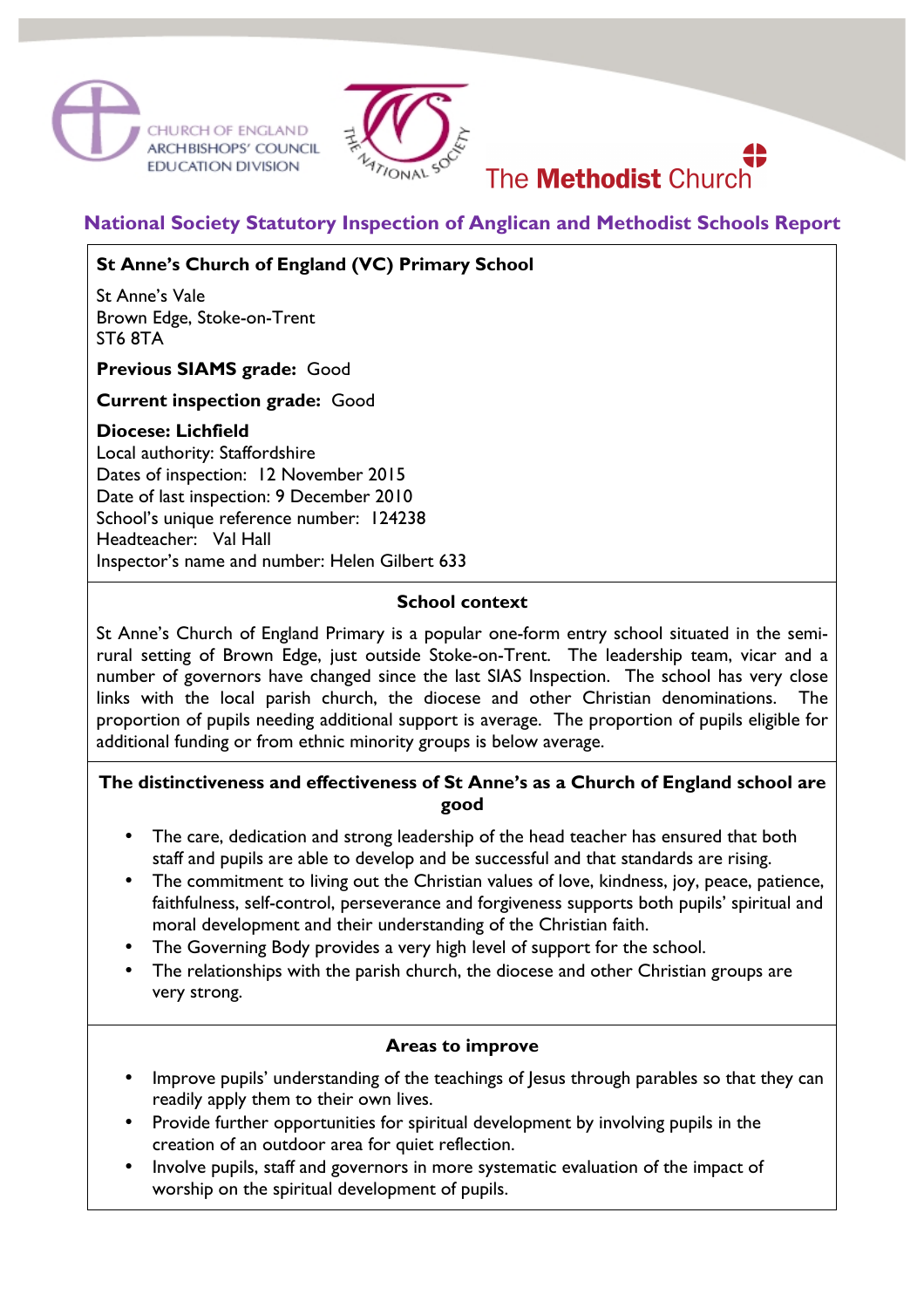CHURCH OF ENGLAND
ARCHBISHOPS' COUNCIL
EDUCATION DIVISION

THE NATIONAL SOCIETY

The **Methodist** Church

## National Society Statutory Inspection of Anglican and Methodist Schools Report

**St Anne's Church of England (VC) Primary School**

St Anne's Vale
Brown Edge, Stoke-on-Trent
ST6 8TA

**Previous SIAMS grade:** Good

**Current inspection grade:** Good

**Diocese: Lichfield**
Local authority: Staffordshire
Dates of inspection: 12 November 2015
Date of last inspection: 9 December 2010
School's unique reference number: 124238
Headteacher: Val Hall
Inspector's name and number: Helen Gilbert 633

### School context

St Anne's Church of England Primary is a popular one-form entry school situated in the semi-rural setting of Brown Edge, just outside Stoke-on-Trent. The leadership team, vicar and a number of governors have changed since the last SIAS Inspection. The school has very close links with the local parish church, the diocese and other Christian denominations. The proportion of pupils needing additional support is average. The proportion of pupils eligible for additional funding or from ethnic minority groups is below average.

### The distinctiveness and effectiveness of St Anne's as a Church of England school are good

- The care, dedication and strong leadership of the head teacher has ensured that both staff and pupils are able to develop and be successful and that standards are rising.
- The commitment to living out the Christian values of love, kindness, joy, peace, patience, faithfulness, self-control, perseverance and forgiveness supports both pupils' spiritual and moral development and their understanding of the Christian faith.
- The Governing Body provides a very high level of support for the school.
- The relationships with the parish church, the diocese and other Christian groups are very strong.

### Areas to improve

- Improve pupils' understanding of the teachings of Jesus through parables so that they can readily apply them to their own lives.
- Provide further opportunities for spiritual development by involving pupils in the creation of an outdoor area for quiet reflection.
- Involve pupils, staff and governors in more systematic evaluation of the impact of worship on the spiritual development of pupils.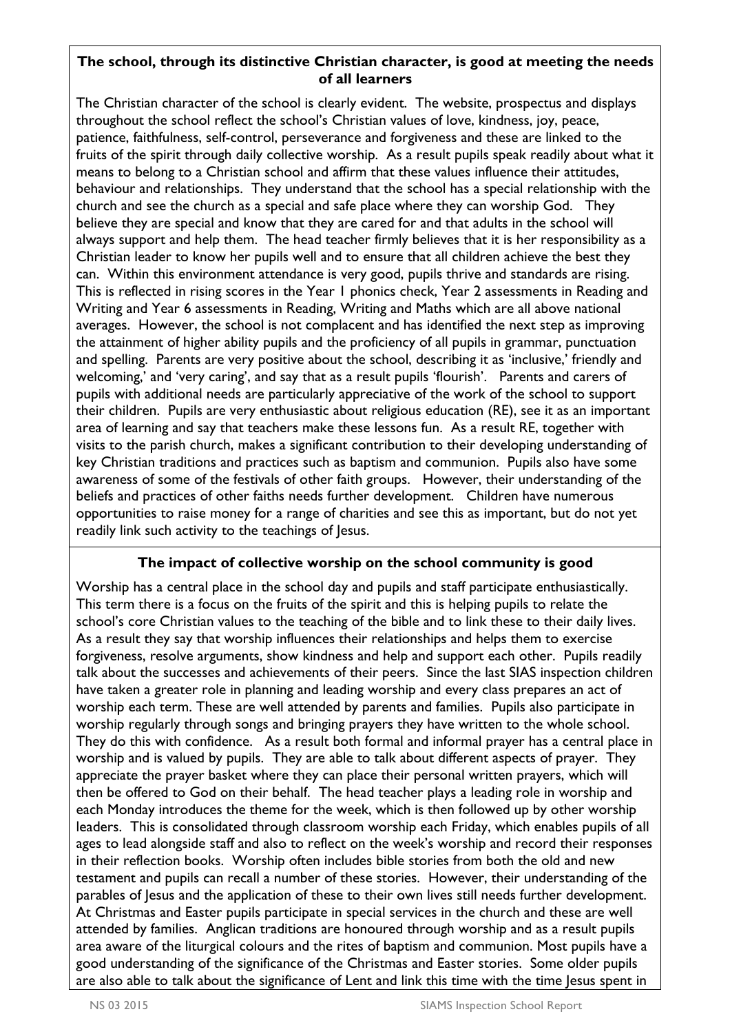**The school, through its distinctive Christian character, is good at meeting the needs of all learners**

The Christian character of the school is clearly evident. The website, prospectus and displays throughout the school reflect the school's Christian values of love, kindness, joy, peace, patience, faithfulness, self-control, perseverance and forgiveness and these are linked to the fruits of the spirit through daily collective worship. As a result pupils speak readily about what it means to belong to a Christian school and affirm that these values influence their attitudes, behaviour and relationships. They understand that the school has a special relationship with the church and see the church as a special and safe place where they can worship God. They believe they are special and know that they are cared for and that adults in the school will always support and help them. The head teacher firmly believes that it is her responsibility as a Christian leader to know her pupils well and to ensure that all children achieve the best they can. Within this environment attendance is very good, pupils thrive and standards are rising. This is reflected in rising scores in the Year 1 phonics check, Year 2 assessments in Reading and Writing and Year 6 assessments in Reading, Writing and Maths which are all above national averages. However, the school is not complacent and has identified the next step as improving the attainment of higher ability pupils and the proficiency of all pupils in grammar, punctuation and spelling. Parents are very positive about the school, describing it as 'inclusive,' friendly and welcoming,' and 'very caring', and say that as a result pupils 'flourish'. Parents and carers of pupils with additional needs are particularly appreciative of the work of the school to support their children. Pupils are very enthusiastic about religious education (RE), see it as an important area of learning and say that teachers make these lessons fun. As a result RE, together with visits to the parish church, makes a significant contribution to their developing understanding of key Christian traditions and practices such as baptism and communion. Pupils also have some awareness of some of the festivals of other faith groups. However, their understanding of the beliefs and practices of other faiths needs further development. Children have numerous opportunities to raise money for a range of charities and see this as important, but do not yet readily link such activity to the teachings of Jesus.

**The impact of collective worship on the school community is good**

Worship has a central place in the school day and pupils and staff participate enthusiastically. This term there is a focus on the fruits of the spirit and this is helping pupils to relate the school's core Christian values to the teaching of the bible and to link these to their daily lives. As a result they say that worship influences their relationships and helps them to exercise forgiveness, resolve arguments, show kindness and help and support each other. Pupils readily talk about the successes and achievements of their peers. Since the last SIAS inspection children have taken a greater role in planning and leading worship and every class prepares an act of worship each term. These are well attended by parents and families. Pupils also participate in worship regularly through songs and bringing prayers they have written to the whole school. They do this with confidence. As a result both formal and informal prayer has a central place in worship and is valued by pupils. They are able to talk about different aspects of prayer. They appreciate the prayer basket where they can place their personal written prayers, which will then be offered to God on their behalf. The head teacher plays a leading role in worship and each Monday introduces the theme for the week, which is then followed up by other worship leaders. This is consolidated through classroom worship each Friday, which enables pupils of all ages to lead alongside staff and also to reflect on the week's worship and record their responses in their reflection books. Worship often includes bible stories from both the old and new testament and pupils can recall a number of these stories. However, their understanding of the parables of Jesus and the application of these to their own lives still needs further development. At Christmas and Easter pupils participate in special services in the church and these are well attended by families. Anglican traditions are honoured through worship and as a result pupils area aware of the liturgical colours and the rites of baptism and communion. Most pupils have a good understanding of the significance of the Christmas and Easter stories. Some older pupils are also able to talk about the significance of Lent and link this time with the time Jesus spent in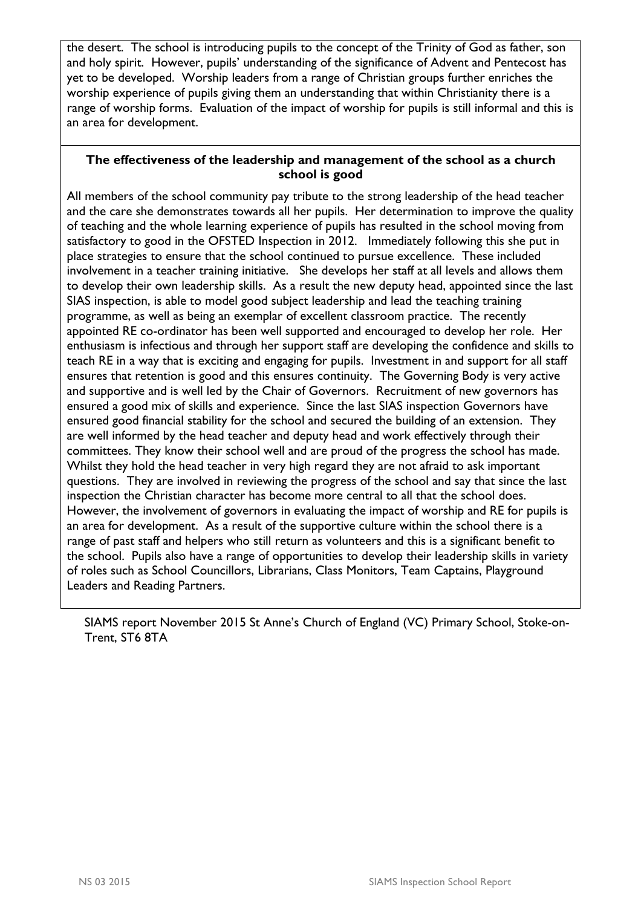the desert. The school is introducing pupils to the concept of the Trinity of God as father, son and holy spirit. However, pupils' understanding of the significance of Advent and Pentecost has yet to be developed. Worship leaders from a range of Christian groups further enriches the worship experience of pupils giving them an understanding that within Christianity there is a range of worship forms. Evaluation of the impact of worship for pupils is still informal and this is an area for development.

**The effectiveness of the leadership and management of the school as a church school is good**

All members of the school community pay tribute to the strong leadership of the head teacher and the care she demonstrates towards all her pupils. Her determination to improve the quality of teaching and the whole learning experience of pupils has resulted in the school moving from satisfactory to good in the OFSTED Inspection in 2012. Immediately following this she put in place strategies to ensure that the school continued to pursue excellence. These included involvement in a teacher training initiative. She develops her staff at all levels and allows them to develop their own leadership skills. As a result the new deputy head, appointed since the last SIAS inspection, is able to model good subject leadership and lead the teaching training programme, as well as being an exemplar of excellent classroom practice. The recently appointed RE co-ordinator has been well supported and encouraged to develop her role. Her enthusiasm is infectious and through her support staff are developing the confidence and skills to teach RE in a way that is exciting and engaging for pupils. Investment in and support for all staff ensures that retention is good and this ensures continuity. The Governing Body is very active and supportive and is well led by the Chair of Governors. Recruitment of new governors has ensured a good mix of skills and experience. Since the last SIAS inspection Governors have ensured good financial stability for the school and secured the building of an extension. They are well informed by the head teacher and deputy head and work effectively through their committees. They know their school well and are proud of the progress the school has made. Whilst they hold the head teacher in very high regard they are not afraid to ask important questions. They are involved in reviewing the progress of the school and say that since the last inspection the Christian character has become more central to all that the school does. However, the involvement of governors in evaluating the impact of worship and RE for pupils is an area for development. As a result of the supportive culture within the school there is a range of past staff and helpers who still return as volunteers and this is a significant benefit to the school. Pupils also have a range of opportunities to develop their leadership skills in variety of roles such as School Councillors, Librarians, Class Monitors, Team Captains, Playground Leaders and Reading Partners.

SIAMS report November 2015 St Anne's Church of England (VC) Primary School, Stoke-on-Trent, ST6 8TA